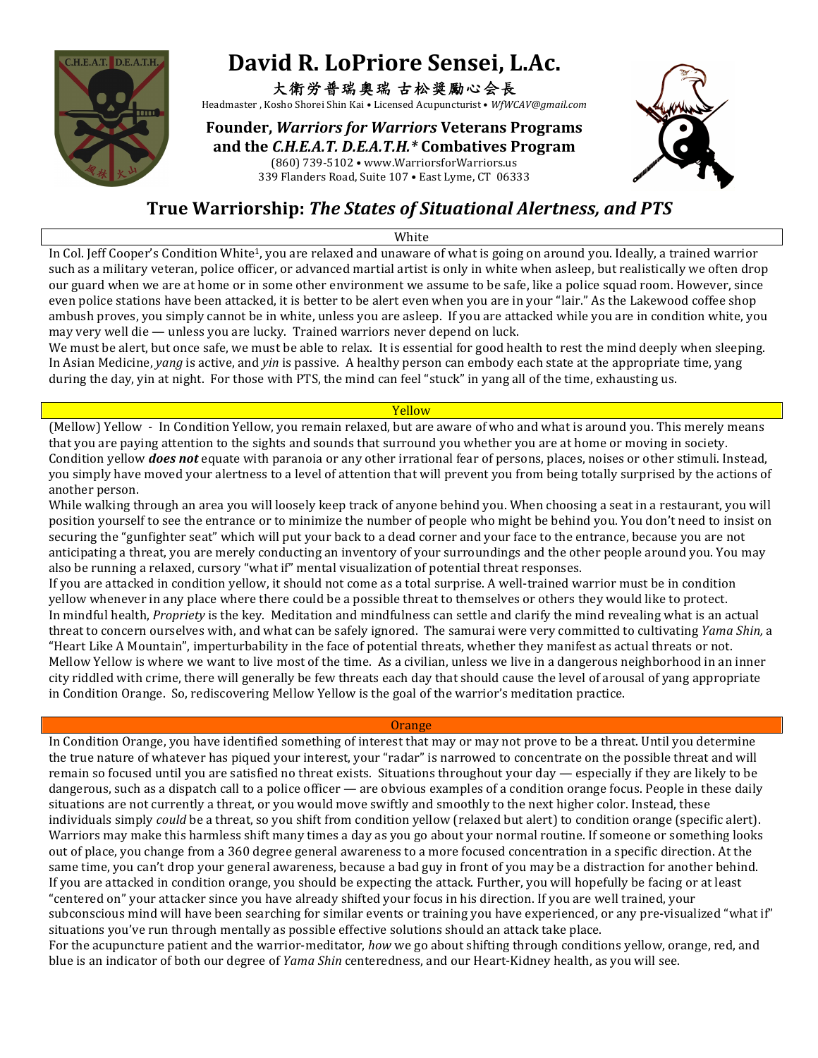# David R. LoPriore Sensei, L.Ac.

大衛劳普瑞奥瑞 古松奨励心会長

Headmaster , Kosho Shorei Shin Kai • Licensed Acupuncturist • *WfWCAV@gmail.com*

**Founder, *Warriors for Warriors* Veterans Programs and the *C.H.E.A.T. D.E.A.T.H.** Combatives Program**

(860) 739-5102 • www.WarriorsforWarriors.us
339 Flanders Road, Suite 107 • East Lyme, CT 06333

## True Warriorship: *The States of Situational Alertness, and PTS*

### White

In Col. Jeff Cooper's Condition White[1], you are relaxed and unaware of what is going on around you. Ideally, a trained warrior such as a military veteran, police officer, or advanced martial artist is only in white when asleep, but realistically we often drop our guard when we are at home or in some other environment we assume to be safe, like a police squad room. However, since even police stations have been attacked, it is better to be alert even when you are in your "lair." As the Lakewood coffee shop ambush proves, you simply cannot be in white, unless you are asleep. If you are attacked while you are in condition white, you may very well die — unless you are lucky. Trained warriors never depend on luck.

We must be alert, but once safe, we must be able to relax. It is essential for good health to rest the mind deeply when sleeping. In Asian Medicine, *yang* is active, and *yin* is passive. A healthy person can embody each state at the appropriate time, yang during the day, yin at night. For those with PTS, the mind can feel "stuck" in yang all of the time, exhausting us.

### Yellow

(Mellow) Yellow - In Condition Yellow, you remain relaxed, but are aware of who and what is around you. This merely means that you are paying attention to the sights and sounds that surround you whether you are at home or moving in society. Condition yellow ***does not*** equate with paranoia or any other irrational fear of persons, places, noises or other stimuli. Instead, you simply have moved your alertness to a level of attention that will prevent you from being totally surprised by the actions of another person.

While walking through an area you will loosely keep track of anyone behind you. When choosing a seat in a restaurant, you will position yourself to see the entrance or to minimize the number of people who might be behind you. You don't need to insist on securing the "gunfighter seat" which will put your back to a dead corner and your face to the entrance, because you are not anticipating a threat, you are merely conducting an inventory of your surroundings and the other people around you. You may also be running a relaxed, cursory "what if" mental visualization of potential threat responses.

If you are attacked in condition yellow, it should not come as a total surprise. A well-trained warrior must be in condition yellow whenever in any place where there could be a possible threat to themselves or others they would like to protect.

In mindful health, *Propriety* is the key. Meditation and mindfulness can settle and clarify the mind revealing what is an actual threat to concern ourselves with, and what can be safely ignored. The samurai were very committed to cultivating *Yama Shin,* a "Heart Like A Mountain", imperturbability in the face of potential threats, whether they manifest as actual threats or not.

Mellow Yellow is where we want to live most of the time. As a civilian, unless we live in a dangerous neighborhood in an inner city riddled with crime, there will generally be few threats each day that should cause the level of arousal of yang appropriate in Condition Orange. So, rediscovering Mellow Yellow is the goal of the warrior's meditation practice.

### Orange

In Condition Orange, you have identified something of interest that may or may not prove to be a threat. Until you determine the true nature of whatever has piqued your interest, your "radar" is narrowed to concentrate on the possible threat and will remain so focused until you are satisfied no threat exists. Situations throughout your day — especially if they are likely to be dangerous, such as a dispatch call to a police officer — are obvious examples of a condition orange focus. People in these daily situations are not currently a threat, or you would move swiftly and smoothly to the next higher color. Instead, these individuals simply *could* be a threat, so you shift from condition yellow (relaxed but alert) to condition orange (specific alert). Warriors may make this harmless shift many times a day as you go about your normal routine. If someone or something looks out of place, you change from a 360 degree general awareness to a more focused concentration in a specific direction. At the same time, you can't drop your general awareness, because a bad guy in front of you may be a distraction for another behind.

If you are attacked in condition orange, you should be expecting the attack. Further, you will hopefully be facing or at least "centered on" your attacker since you have already shifted your focus in his direction. If you are well trained, your subconscious mind will have been searching for similar events or training you have experienced, or any pre-visualized "what if" situations you've run through mentally as possible effective solutions should an attack take place.

For the acupuncture patient and the warrior-meditator, *how* we go about shifting through conditions yellow, orange, red, and blue is an indicator of both our degree of *Yama Shin* centeredness, and our Heart-Kidney health, as you will see.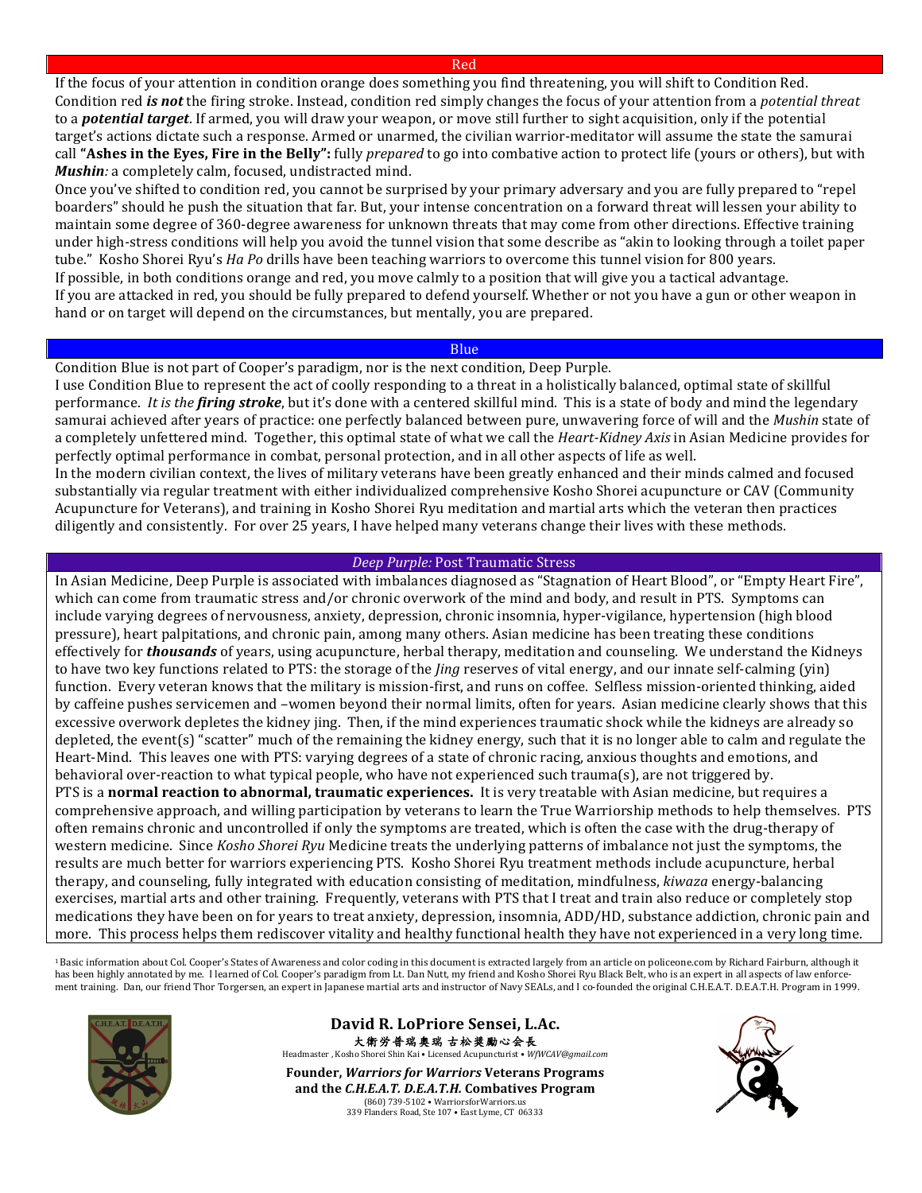## Red

If the focus of your attention in condition orange does something you find threatening, you will shift to Condition Red. Condition red ***is not*** the firing stroke. Instead, condition red simply changes the focus of your attention from a *potential threat* to a ***potential target***. If armed, you will draw your weapon, or move still further to sight acquisition, only if the potential target's actions dictate such a response. Armed or unarmed, the civilian warrior-meditator will assume the state the samurai call **"Ashes in the Eyes, Fire in the Belly":** fully *prepared* to go into combative action to protect life (yours or others), but with ***Mushin****:* a completely calm, focused, undistracted mind.

Once you've shifted to condition red, you cannot be surprised by your primary adversary and you are fully prepared to "repel boarders" should he push the situation that far. But, your intense concentration on a forward threat will lessen your ability to maintain some degree of 360-degree awareness for unknown threats that may come from other directions. Effective training under high-stress conditions will help you avoid the tunnel vision that some describe as "akin to looking through a toilet paper tube." Kosho Shorei Ryu's *Ha Po* drills have been teaching warriors to overcome this tunnel vision for 800 years.

If possible, in both conditions orange and red, you move calmly to a position that will give you a tactical advantage.

If you are attacked in red, you should be fully prepared to defend yourself. Whether or not you have a gun or other weapon in hand or on target will depend on the circumstances, but mentally, you are prepared.

## Blue

Condition Blue is not part of Cooper's paradigm, nor is the next condition, Deep Purple.

I use Condition Blue to represent the act of coolly responding to a threat in a holistically balanced, optimal state of skillful performance. *It is the **firing stroke***, but it's done with a centered skillful mind. This is a state of body and mind the legendary samurai achieved after years of practice: one perfectly balanced between pure, unwavering force of will and the *Mushin* state of a completely unfettered mind. Together, this optimal state of what we call the *Heart-Kidney Axis* in Asian Medicine provides for perfectly optimal performance in combat, personal protection, and in all other aspects of life as well.

In the modern civilian context, the lives of military veterans have been greatly enhanced and their minds calmed and focused substantially via regular treatment with either individualized comprehensive Kosho Shorei acupuncture or CAV (Community Acupuncture for Veterans), and training in Kosho Shorei Ryu meditation and martial arts which the veteran then practices diligently and consistently. For over 25 years, I have helped many veterans change their lives with these methods.

## *Deep Purple:* Post Traumatic Stress

In Asian Medicine, Deep Purple is associated with imbalances diagnosed as "Stagnation of Heart Blood", or "Empty Heart Fire", which can come from traumatic stress and/or chronic overwork of the mind and body, and result in PTS. Symptoms can include varying degrees of nervousness, anxiety, depression, chronic insomnia, hyper-vigilance, hypertension (high blood pressure), heart palpitations, and chronic pain, among many others. Asian medicine has been treating these conditions effectively for ***thousands*** of years, using acupuncture, herbal therapy, meditation and counseling. We understand the Kidneys to have two key functions related to PTS: the storage of the *Jing* reserves of vital energy, and our innate self-calming (yin) function. Every veteran knows that the military is mission-first, and runs on coffee. Selfless mission-oriented thinking, aided by caffeine pushes servicemen and –women beyond their normal limits, often for years. Asian medicine clearly shows that this excessive overwork depletes the kidney jing. Then, if the mind experiences traumatic shock while the kidneys are already so depleted, the event(s) "scatter" much of the remaining the kidney energy, such that it is no longer able to calm and regulate the Heart-Mind. This leaves one with PTS: varying degrees of a state of chronic racing, anxious thoughts and emotions, and behavioral over-reaction to what typical people, who have not experienced such trauma(s), are not triggered by.

PTS is a **normal reaction to abnormal, traumatic experiences.** It is very treatable with Asian medicine, but requires a comprehensive approach, and willing participation by veterans to learn the True Warriorship methods to help themselves. PTS often remains chronic and uncontrolled if only the symptoms are treated, which is often the case with the drug-therapy of western medicine. Since *Kosho Shorei Ryu* Medicine treats the underlying patterns of imbalance not just the symptoms, the results are much better for warriors experiencing PTS. Kosho Shorei Ryu treatment methods include acupuncture, herbal therapy, and counseling, fully integrated with education consisting of meditation, mindfulness, *kiwaza* energy-balancing exercises, martial arts and other training. Frequently, veterans with PTS that I treat and train also reduce or completely stop medications they have been on for years to treat anxiety, depression, insomnia, ADD/HD, substance addiction, chronic pain and more. This process helps them rediscover vitality and healthy functional health they have not experienced in a very long time.

[1] Basic information about Col. Cooper's States of Awareness and color coding in this document is extracted largely from an article on policeone.com by Richard Fairburn, although it has been highly annotated by me. I learned of Col. Cooper's paradigm from Lt. Dan Nutt, my friend and Kosho Shorei Ryu Black Belt, who is an expert in all aspects of law enforcement training. Dan, our friend Thor Torgersen, an expert in Japanese martial arts and instructor of Navy SEALs, and I co-founded the original C.H.E.A.T. D.E.A.T.H. Program in 1999.

**David R. LoPriore Sensei, L.Ac.**

大衛劳普瑞奥瑞 古松奨励心会長

Headmaster , Kosho Shorei Shin Kai • Licensed Acupuncturist • *WfWCAV@gmail.com*

**Founder, *Warriors for Warriors* Veterans Programs**
**and the *C.H.E.A.T. D.E.A.T.H.* Combatives Program**

(860) 739-5102 • WarriorsforWarriors.us
339 Flanders Road, Ste 107 • East Lyme, CT 06333